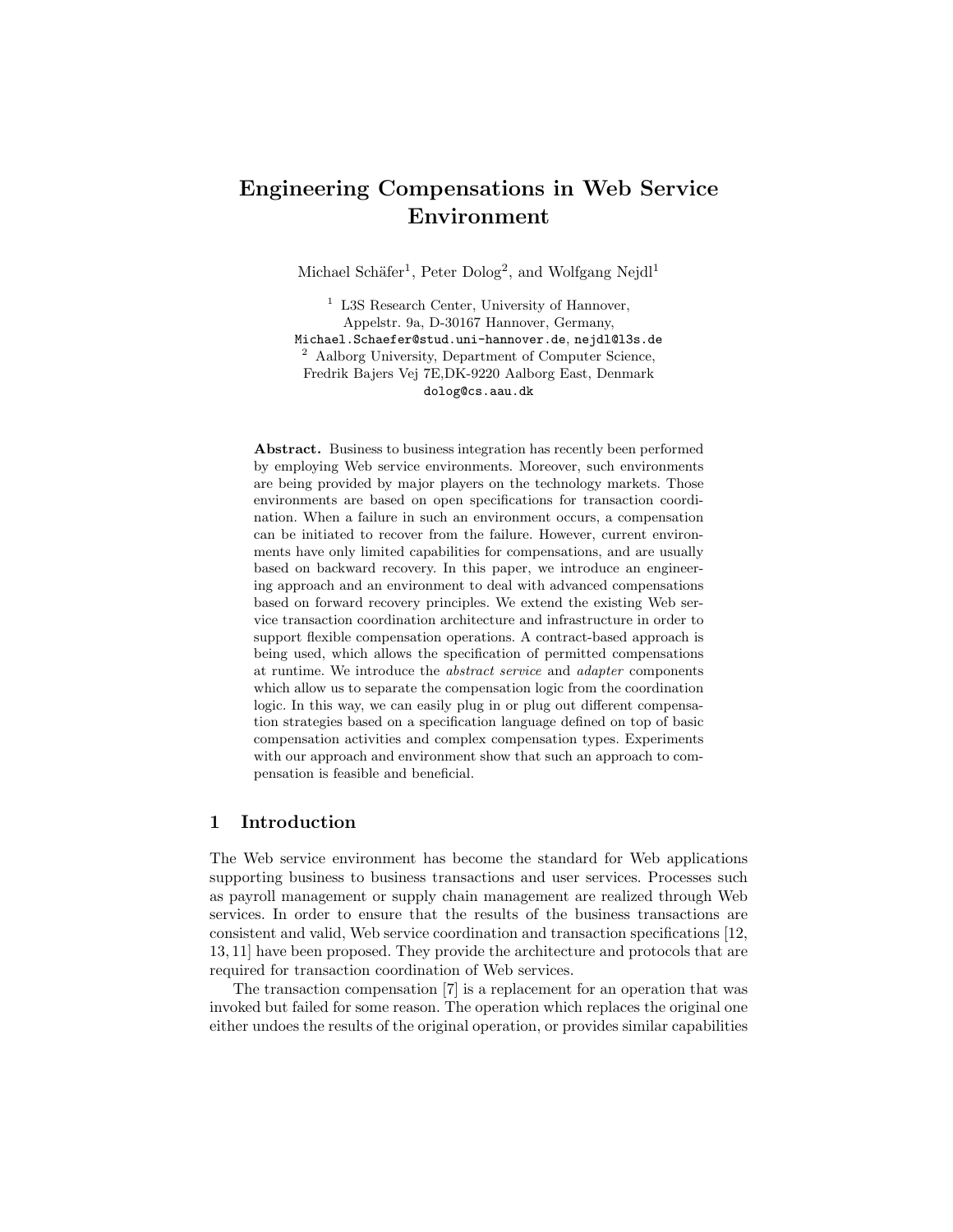# Engineering Compensations in Web Service Environment

Michael Schäfer[1], Peter Dolog[2], and Wolfgang Nejdl[1]

[1] L3S Research Center, University of Hannover, Appelstr. 9a, D-30167 Hannover, Germany, Michael.Schaefer@stud.uni-hannover.de, nejdl@l3s.de

[2] Aalborg University, Department of Computer Science, Fredrik Bajers Vej 7E,DK-9220 Aalborg East, Denmark dolog@cs.aau.dk

**Abstract.** Business to business integration has recently been performed by employing Web service environments. Moreover, such environments are being provided by major players on the technology markets. Those environments are based on open specifications for transaction coordination. When a failure in such an environment occurs, a compensation can be initiated to recover from the failure. However, current environments have only limited capabilities for compensations, and are usually based on backward recovery. In this paper, we introduce an engineering approach and an environment to deal with advanced compensations based on forward recovery principles. We extend the existing Web service transaction coordination architecture and infrastructure in order to support flexible compensation operations. A contract-based approach is being used, which allows the specification of permitted compensations at runtime. We introduce the *abstract service* and *adapter* components which allow us to separate the compensation logic from the coordination logic. In this way, we can easily plug in or plug out different compensation strategies based on a specification language defined on top of basic compensation activities and complex compensation types. Experiments with our approach and environment show that such an approach to compensation is feasible and beneficial.

## 1 Introduction

The Web service environment has become the standard for Web applications supporting business to business transactions and user services. Processes such as payroll management or supply chain management are realized through Web services. In order to ensure that the results of the business transactions are consistent and valid, Web service coordination and transaction specifications [12, 13, 11] have been proposed. They provide the architecture and protocols that are required for transaction coordination of Web services.

The transaction compensation [7] is a replacement for an operation that was invoked but failed for some reason. The operation which replaces the original one either undoes the results of the original operation, or provides similar capabilities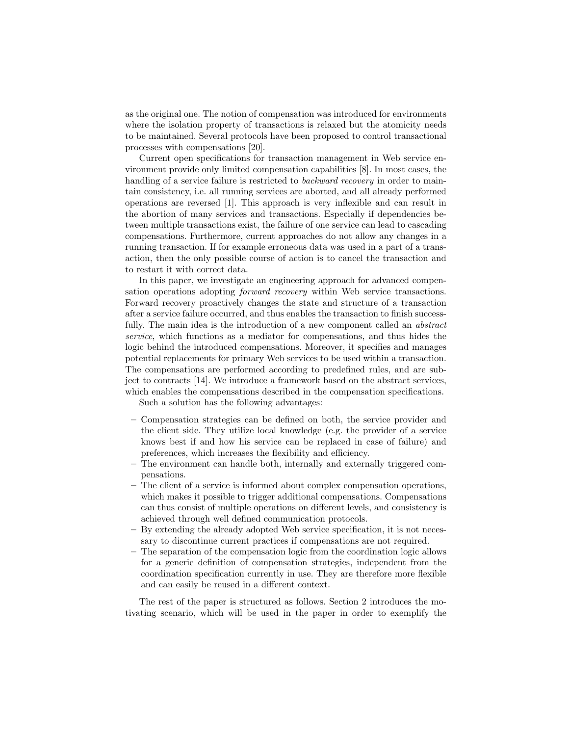as the original one. The notion of compensation was introduced for environments where the isolation property of transactions is relaxed but the atomicity needs to be maintained. Several protocols have been proposed to control transactional processes with compensations [20].

Current open specifications for transaction management in Web service environment provide only limited compensation capabilities [8]. In most cases, the handling of a service failure is restricted to *backward recovery* in order to maintain consistency, i.e. all running services are aborted, and all already performed operations are reversed [1]. This approach is very inflexible and can result in the abortion of many services and transactions. Especially if dependencies between multiple transactions exist, the failure of one service can lead to cascading compensations. Furthermore, current approaches do not allow any changes in a running transaction. If for example erroneous data was used in a part of a transaction, then the only possible course of action is to cancel the transaction and to restart it with correct data.

In this paper, we investigate an engineering approach for advanced compensation operations adopting *forward recovery* within Web service transactions. Forward recovery proactively changes the state and structure of a transaction after a service failure occurred, and thus enables the transaction to finish successfully. The main idea is the introduction of a new component called an *abstract service*, which functions as a mediator for compensations, and thus hides the logic behind the introduced compensations. Moreover, it specifies and manages potential replacements for primary Web services to be used within a transaction. The compensations are performed according to predefined rules, and are subject to contracts [14]. We introduce a framework based on the abstract services, which enables the compensations described in the compensation specifications.

Such a solution has the following advantages:

- Compensation strategies can be defined on both, the service provider and the client side. They utilize local knowledge (e.g. the provider of a service knows best if and how his service can be replaced in case of failure) and preferences, which increases the flexibility and efficiency.
- The environment can handle both, internally and externally triggered compensations.
- The client of a service is informed about complex compensation operations, which makes it possible to trigger additional compensations. Compensations can thus consist of multiple operations on different levels, and consistency is achieved through well defined communication protocols.
- By extending the already adopted Web service specification, it is not necessary to discontinue current practices if compensations are not required.
- The separation of the compensation logic from the coordination logic allows for a generic definition of compensation strategies, independent from the coordination specification currently in use. They are therefore more flexible and can easily be reused in a different context.

The rest of the paper is structured as follows. Section 2 introduces the motivating scenario, which will be used in the paper in order to exemplify the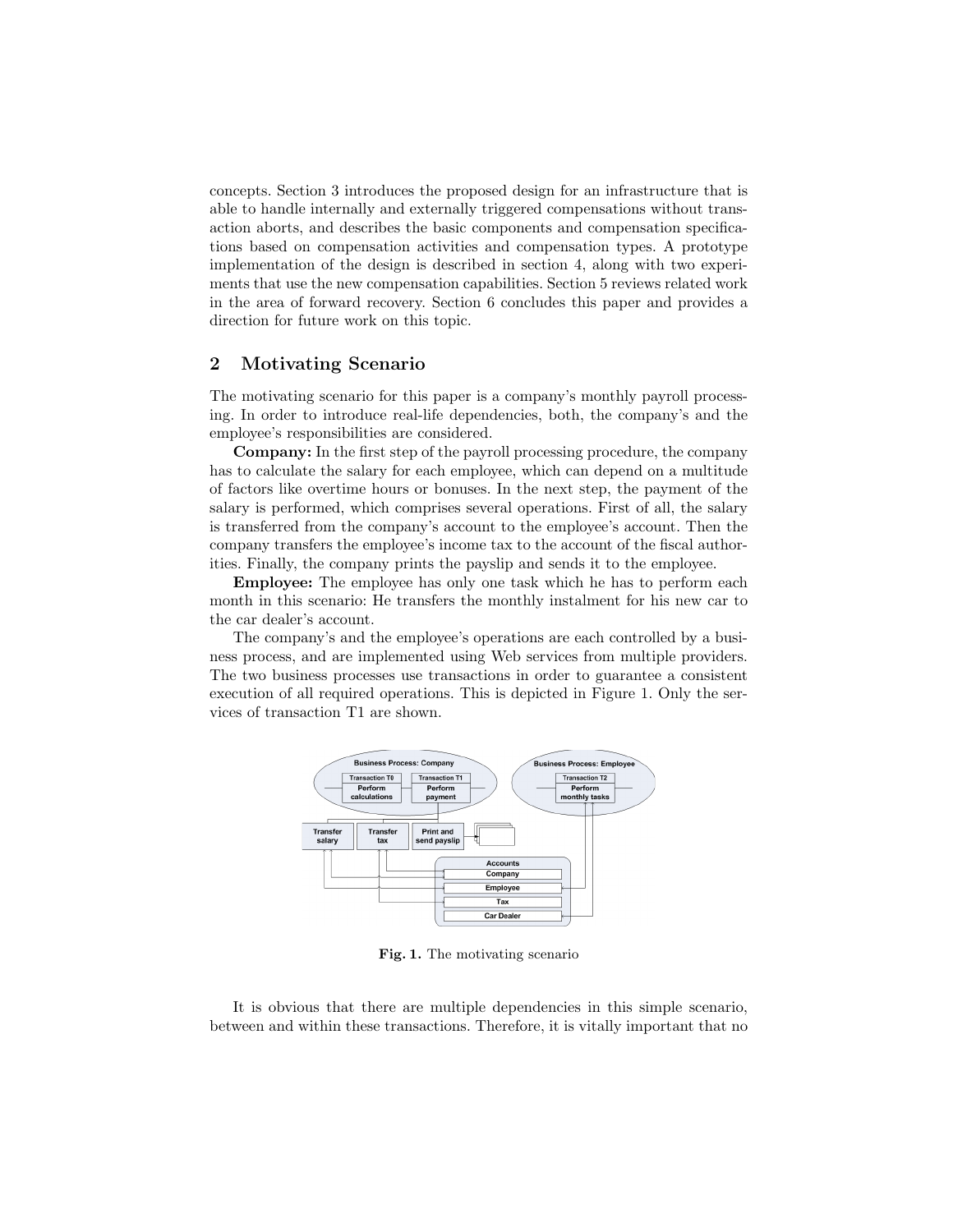concepts. Section 3 introduces the proposed design for an infrastructure that is able to handle internally and externally triggered compensations without transaction aborts, and describes the basic components and compensation specifications based on compensation activities and compensation types. A prototype implementation of the design is described in section 4, along with two experiments that use the new compensation capabilities. Section 5 reviews related work in the area of forward recovery. Section 6 concludes this paper and provides a direction for future work on this topic.

## 2 Motivating Scenario

The motivating scenario for this paper is a company's monthly payroll processing. In order to introduce real-life dependencies, both, the company's and the employee's responsibilities are considered.

**Company:** In the first step of the payroll processing procedure, the company has to calculate the salary for each employee, which can depend on a multitude of factors like overtime hours or bonuses. In the next step, the payment of the salary is performed, which comprises several operations. First of all, the salary is transferred from the company's account to the employee's account. Then the company transfers the employee's income tax to the account of the fiscal authorities. Finally, the company prints the payslip and sends it to the employee.

**Employee:** The employee has only one task which he has to perform each month in this scenario: He transfers the monthly instalment for his new car to the car dealer's account.

The company's and the employee's operations are each controlled by a business process, and are implemented using Web services from multiple providers. The two business processes use transactions in order to guarantee a consistent execution of all required operations. This is depicted in Figure 1. Only the services of transaction T1 are shown.

**Fig. 1.** The motivating scenario

It is obvious that there are multiple dependencies in this simple scenario, between and within these transactions. Therefore, it is vitally important that no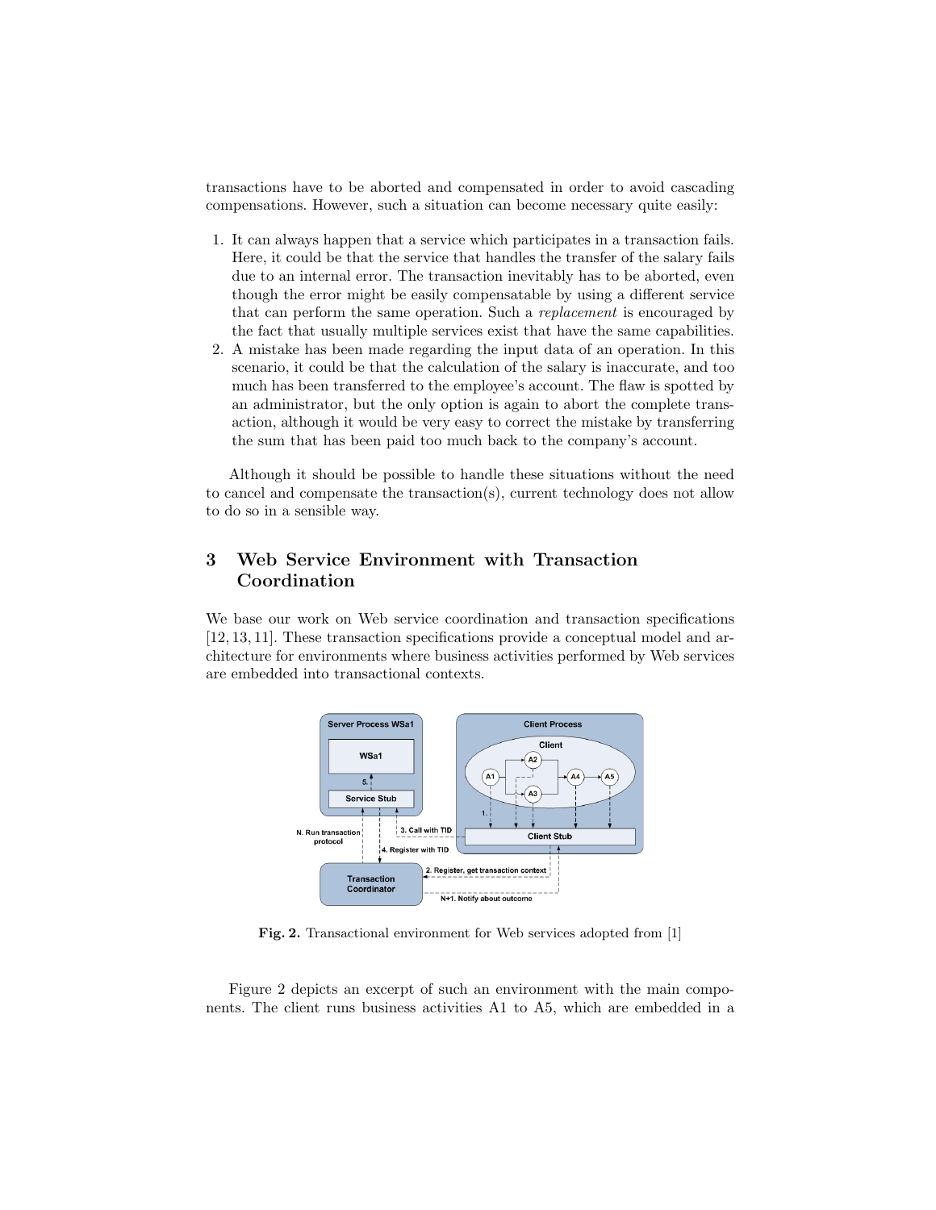transactions have to be aborted and compensated in order to avoid cascading compensations. However, such a situation can become necessary quite easily:

1. It can always happen that a service which participates in a transaction fails. Here, it could be that the service that handles the transfer of the salary fails due to an internal error. The transaction inevitably has to be aborted, even though the error might be easily compensatable by using a different service that can perform the same operation. Such a *replacement* is encouraged by the fact that usually multiple services exist that have the same capabilities.
2. A mistake has been made regarding the input data of an operation. In this scenario, it could be that the calculation of the salary is inaccurate, and too much has been transferred to the employee's account. The flaw is spotted by an administrator, but the only option is again to abort the complete transaction, although it would be very easy to correct the mistake by transferring the sum that has been paid too much back to the company's account.

Although it should be possible to handle these situations without the need to cancel and compensate the transaction(s), current technology does not allow to do so in a sensible way.

## 3 Web Service Environment with Transaction Coordination

We base our work on Web service coordination and transaction specifications [12, 13, 11]. These transaction specifications provide a conceptual model and architecture for environments where business activities performed by Web services are embedded into transactional contexts.

**Fig. 2.** Transactional environment for Web services adopted from [1]

Figure 2 depicts an excerpt of such an environment with the main components. The client runs business activities A1 to A5, which are embedded in a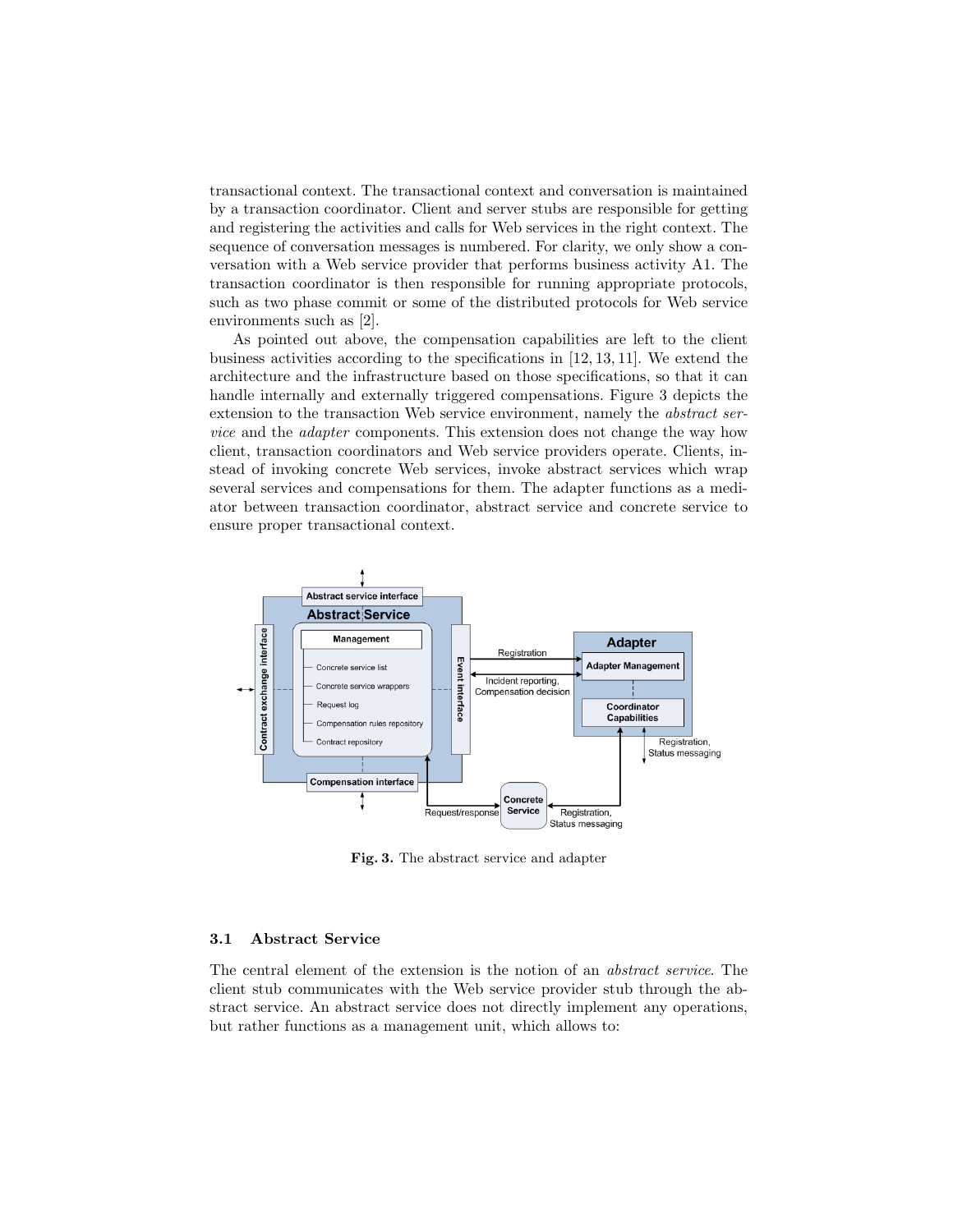transactional context. The transactional context and conversation is maintained by a transaction coordinator. Client and server stubs are responsible for getting and registering the activities and calls for Web services in the right context. The sequence of conversation messages is numbered. For clarity, we only show a conversation with a Web service provider that performs business activity A1. The transaction coordinator is then responsible for running appropriate protocols, such as two phase commit or some of the distributed protocols for Web service environments such as [2].

As pointed out above, the compensation capabilities are left to the client business activities according to the specifications in [12, 13, 11]. We extend the architecture and the infrastructure based on those specifications, so that it can handle internally and externally triggered compensations. Figure 3 depicts the extension to the transaction Web service environment, namely the *abstract service* and the *adapter* components. This extension does not change the way how client, transaction coordinators and Web service providers operate. Clients, instead of invoking concrete Web services, invoke abstract services which wrap several services and compensations for them. The adapter functions as a mediator between transaction coordinator, abstract service and concrete service to ensure proper transactional context.

**Fig. 3.** The abstract service and adapter

### 3.1 Abstract Service

The central element of the extension is the notion of an *abstract service*. The client stub communicates with the Web service provider stub through the abstract service. An abstract service does not directly implement any operations, but rather functions as a management unit, which allows to: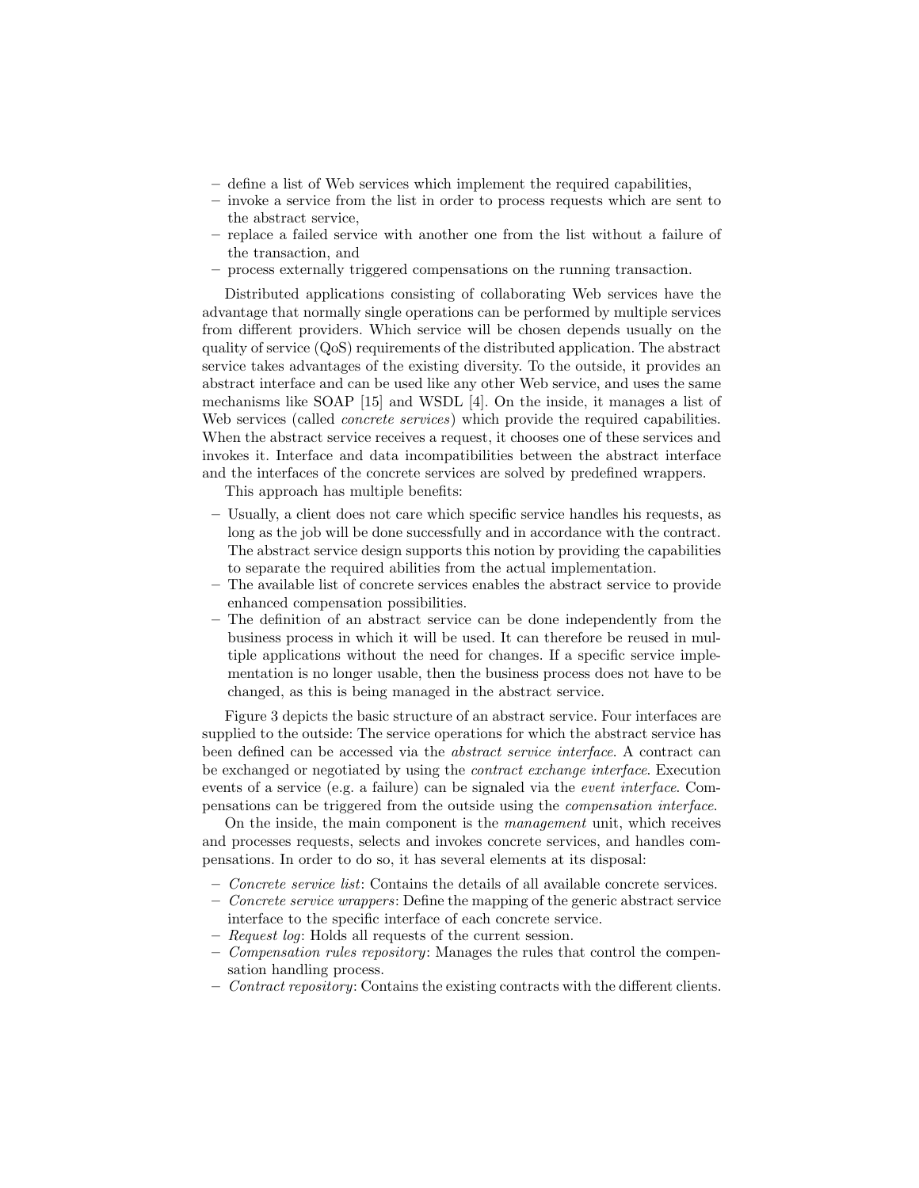- define a list of Web services which implement the required capabilities,
- invoke a service from the list in order to process requests which are sent to the abstract service,
- replace a failed service with another one from the list without a failure of the transaction, and
- process externally triggered compensations on the running transaction.

Distributed applications consisting of collaborating Web services have the advantage that normally single operations can be performed by multiple services from different providers. Which service will be chosen depends usually on the quality of service (QoS) requirements of the distributed application. The abstract service takes advantages of the existing diversity. To the outside, it provides an abstract interface and can be used like any other Web service, and uses the same mechanisms like SOAP [15] and WSDL [4]. On the inside, it manages a list of Web services (called *concrete services*) which provide the required capabilities. When the abstract service receives a request, it chooses one of these services and invokes it. Interface and data incompatibilities between the abstract interface and the interfaces of the concrete services are solved by predefined wrappers.

This approach has multiple benefits:

- Usually, a client does not care which specific service handles his requests, as long as the job will be done successfully and in accordance with the contract. The abstract service design supports this notion by providing the capabilities to separate the required abilities from the actual implementation.
- The available list of concrete services enables the abstract service to provide enhanced compensation possibilities.
- The definition of an abstract service can be done independently from the business process in which it will be used. It can therefore be reused in multiple applications without the need for changes. If a specific service implementation is no longer usable, then the business process does not have to be changed, as this is being managed in the abstract service.

Figure 3 depicts the basic structure of an abstract service. Four interfaces are supplied to the outside: The service operations for which the abstract service has been defined can be accessed via the *abstract service interface*. A contract can be exchanged or negotiated by using the *contract exchange interface*. Execution events of a service (e.g. a failure) can be signaled via the *event interface*. Compensations can be triggered from the outside using the *compensation interface*.

On the inside, the main component is the *management* unit, which receives and processes requests, selects and invokes concrete services, and handles compensations. In order to do so, it has several elements at its disposal:

- *Concrete service list*: Contains the details of all available concrete services.
- *Concrete service wrappers*: Define the mapping of the generic abstract service interface to the specific interface of each concrete service.
- *Request log*: Holds all requests of the current session.
- *Compensation rules repository*: Manages the rules that control the compensation handling process.
- *Contract repository*: Contains the existing contracts with the different clients.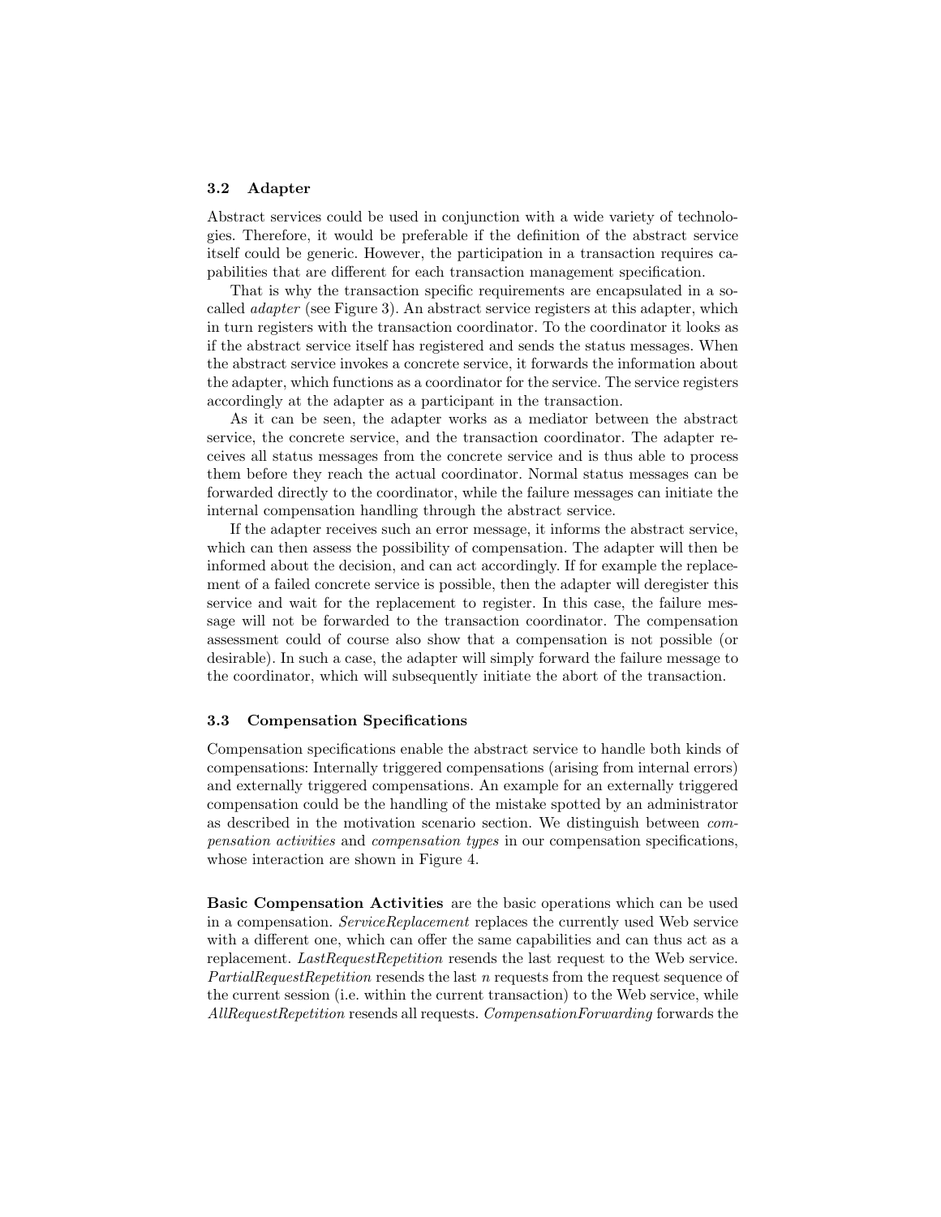### 3.2 Adapter

Abstract services could be used in conjunction with a wide variety of technologies. Therefore, it would be preferable if the definition of the abstract service itself could be generic. However, the participation in a transaction requires capabilities that are different for each transaction management specification.

That is why the transaction specific requirements are encapsulated in a so-called *adapter* (see Figure 3). An abstract service registers at this adapter, which in turn registers with the transaction coordinator. To the coordinator it looks as if the abstract service itself has registered and sends the status messages. When the abstract service invokes a concrete service, it forwards the information about the adapter, which functions as a coordinator for the service. The service registers accordingly at the adapter as a participant in the transaction.

As it can be seen, the adapter works as a mediator between the abstract service, the concrete service, and the transaction coordinator. The adapter receives all status messages from the concrete service and is thus able to process them before they reach the actual coordinator. Normal status messages can be forwarded directly to the coordinator, while the failure messages can initiate the internal compensation handling through the abstract service.

If the adapter receives such an error message, it informs the abstract service, which can then assess the possibility of compensation. The adapter will then be informed about the decision, and can act accordingly. If for example the replacement of a failed concrete service is possible, then the adapter will deregister this service and wait for the replacement to register. In this case, the failure message will not be forwarded to the transaction coordinator. The compensation assessment could of course also show that a compensation is not possible (or desirable). In such a case, the adapter will simply forward the failure message to the coordinator, which will subsequently initiate the abort of the transaction.

### 3.3 Compensation Specifications

Compensation specifications enable the abstract service to handle both kinds of compensations: Internally triggered compensations (arising from internal errors) and externally triggered compensations. An example for an externally triggered compensation could be the handling of the mistake spotted by an administrator as described in the motivation scenario section. We distinguish between *compensation activities* and *compensation types* in our compensation specifications, whose interaction are shown in Figure 4.

**Basic Compensation Activities** are the basic operations which can be used in a compensation. *ServiceReplacement* replaces the currently used Web service with a different one, which can offer the same capabilities and can thus act as a replacement. *LastRequestRepetition* resends the last request to the Web service. *PartialRequestRepetition* resends the last $n$ requests from the request sequence of the current session (i.e. within the current transaction) to the Web service, while *AllRequestRepetition* resends all requests. *CompensationForwarding* forwards the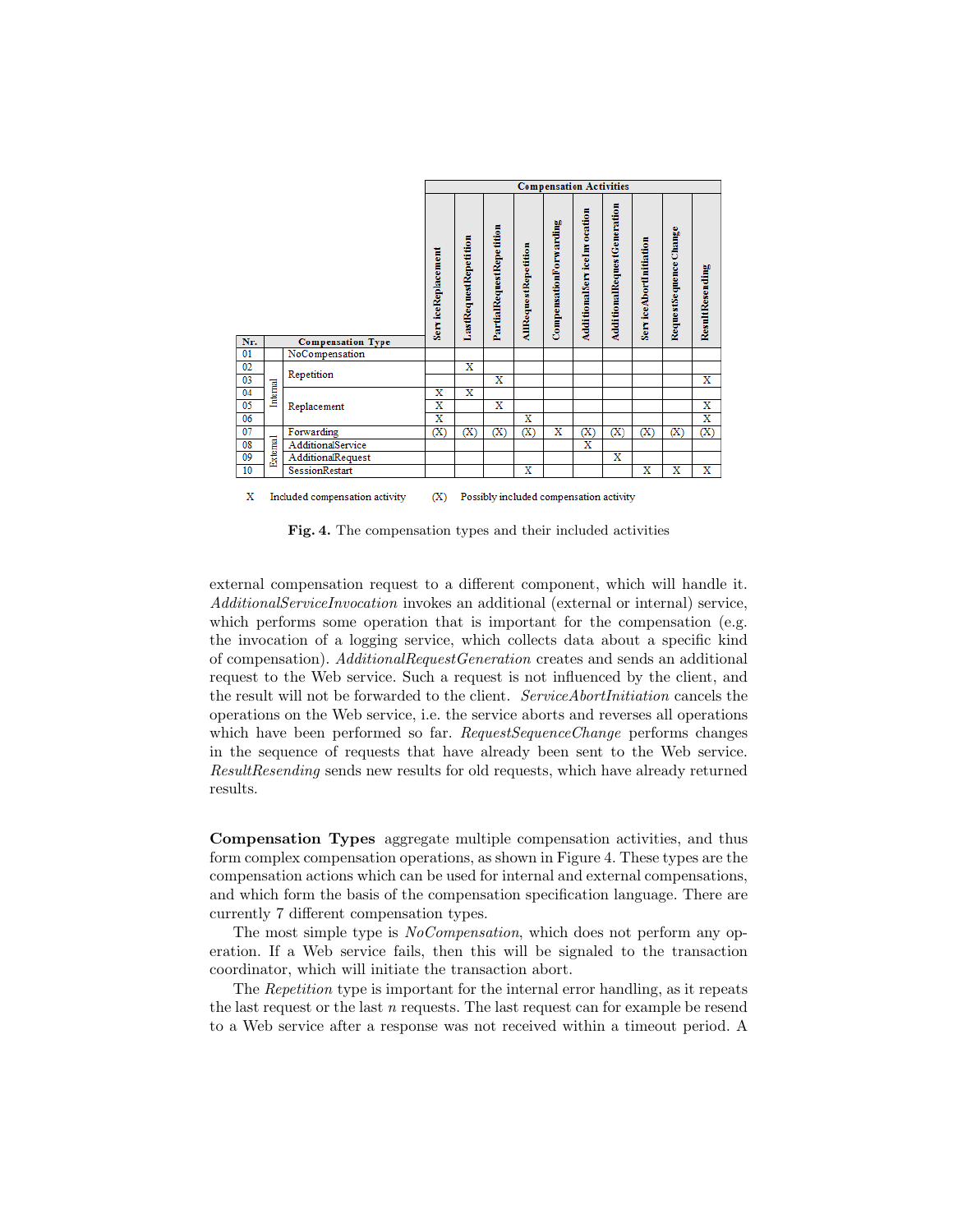| Nr. | | Compensation Type | ServiceReplacement | LastRequestRepetition | PartialRequestRepetition | AllRequestRepetition | CompensationForwarding | AdditionalServiceInvocation | AdditionalRequestGeneration | ServiceAbortInitiation | RequestSequenceChange | ResultResending |
|---|---|---|---|---|---|---|---|---|---|---|---|---|
| 01 | | NoCompensation | | | | | | | | | | |
| 02 | Internal | Repetition | | X | | | | | | | | |
| 03 | Internal | Repetition | | | X | | | | | | | X |
| 04 | Internal | Replacement | X | X | | | | | | | | |
| 05 | Internal | Replacement | X | | X | | | | | | | X |
| 06 | Internal | Replacement | X | | | X | | | | | | X |
| 07 | External | Forwarding | (X) | (X) | (X) | (X) | X | (X) | (X) | (X) | (X) | (X) |
| 08 | External | AdditionalService | | | | | | X | | | | |
| 09 | External | AdditionalRequest | | | | | | | X | | | |
| 10 | External | SessionRestart | | | | X | | | | X | X | X |

X Included compensation activity (X) Possibly included compensation activity

**Fig. 4.** The compensation types and their included activities

external compensation request to a different component, which will handle it. *AdditionalServiceInvocation* invokes an additional (external or internal) service, which performs some operation that is important for the compensation (e.g. the invocation of a logging service, which collects data about a specific kind of compensation). *AdditionalRequestGeneration* creates and sends an additional request to the Web service. Such a request is not influenced by the client, and the result will not be forwarded to the client. *ServiceAbortInitiation* cancels the operations on the Web service, i.e. the service aborts and reverses all operations which have been performed so far. *RequestSequenceChange* performs changes in the sequence of requests that have already been sent to the Web service. *ResultResending* sends new results for old requests, which have already returned results.

**Compensation Types** aggregate multiple compensation activities, and thus form complex compensation operations, as shown in Figure 4. These types are the compensation actions which can be used for internal and external compensations, and which form the basis of the compensation specification language. There are currently 7 different compensation types.

The most simple type is *NoCompensation*, which does not perform any operation. If a Web service fails, then this will be signaled to the transaction coordinator, which will initiate the transaction abort.

The *Repetition* type is important for the internal error handling, as it repeats the last request or the last $n$ requests. The last request can for example be resend to a Web service after a response was not received within a timeout period. A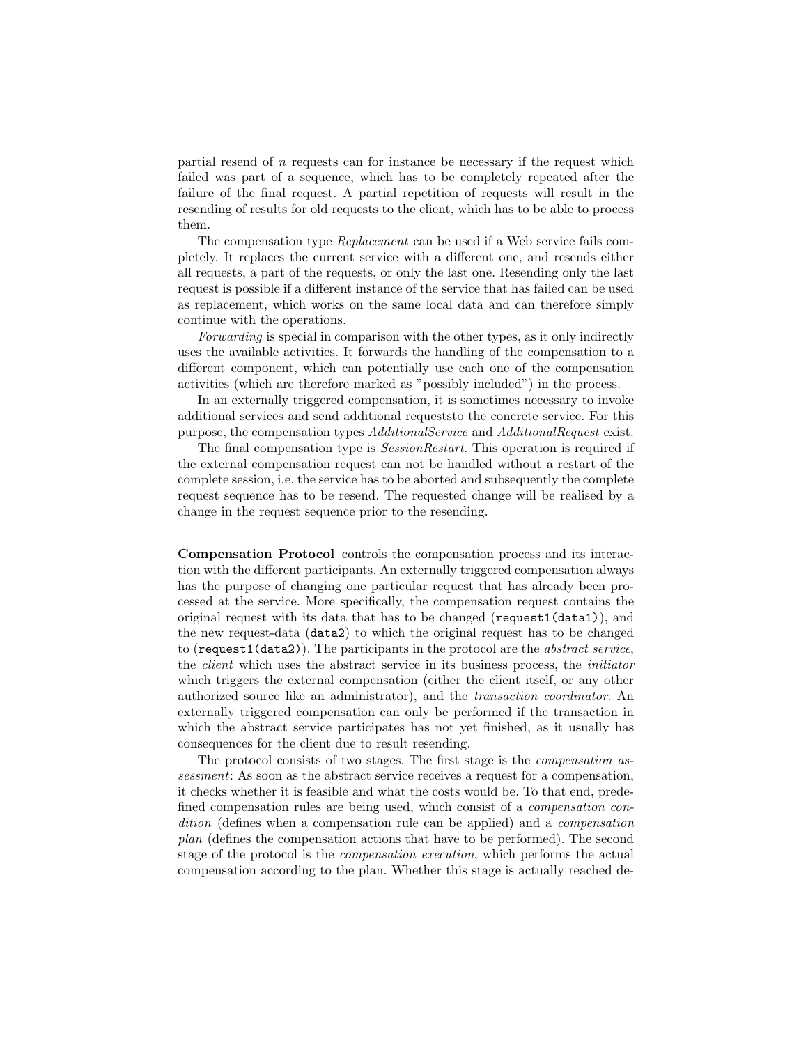partial resend of $n$ requests can for instance be necessary if the request which failed was part of a sequence, which has to be completely repeated after the failure of the final request. A partial repetition of requests will result in the resending of results for old requests to the client, which has to be able to process them.

The compensation type *Replacement* can be used if a Web service fails completely. It replaces the current service with a different one, and resends either all requests, a part of the requests, or only the last one. Resending only the last request is possible if a different instance of the service that has failed can be used as replacement, which works on the same local data and can therefore simply continue with the operations.

*Forwarding* is special in comparison with the other types, as it only indirectly uses the available activities. It forwards the handling of the compensation to a different component, which can potentially use each one of the compensation activities (which are therefore marked as "possibly included") in the process.

In an externally triggered compensation, it is sometimes necessary to invoke additional services and send additional requeststo the concrete service. For this purpose, the compensation types *AdditionalService* and *AdditionalRequest* exist.

The final compensation type is *SessionRestart*. This operation is required if the external compensation request can not be handled without a restart of the complete session, i.e. the service has to be aborted and subsequently the complete request sequence has to be resend. The requested change will be realised by a change in the request sequence prior to the resending.

**Compensation Protocol** controls the compensation process and its interaction with the different participants. An externally triggered compensation always has the purpose of changing one particular request that has already been processed at the service. More specifically, the compensation request contains the original request with its data that has to be changed (`request1(data1)`), and the new request-data (`data2`) to which the original request has to be changed to (`request1(data2)`). The participants in the protocol are the *abstract service*, the *client* which uses the abstract service in its business process, the *initiator* which triggers the external compensation (either the client itself, or any other authorized source like an administrator), and the *transaction coordinator*. An externally triggered compensation can only be performed if the transaction in which the abstract service participates has not yet finished, as it usually has consequences for the client due to result resending.

The protocol consists of two stages. The first stage is the *compensation assessment*: As soon as the abstract service receives a request for a compensation, it checks whether it is feasible and what the costs would be. To that end, predefined compensation rules are being used, which consist of a *compensation condition* (defines when a compensation rule can be applied) and a *compensation plan* (defines the compensation actions that have to be performed). The second stage of the protocol is the *compensation execution*, which performs the actual compensation according to the plan. Whether this stage is actually reached de-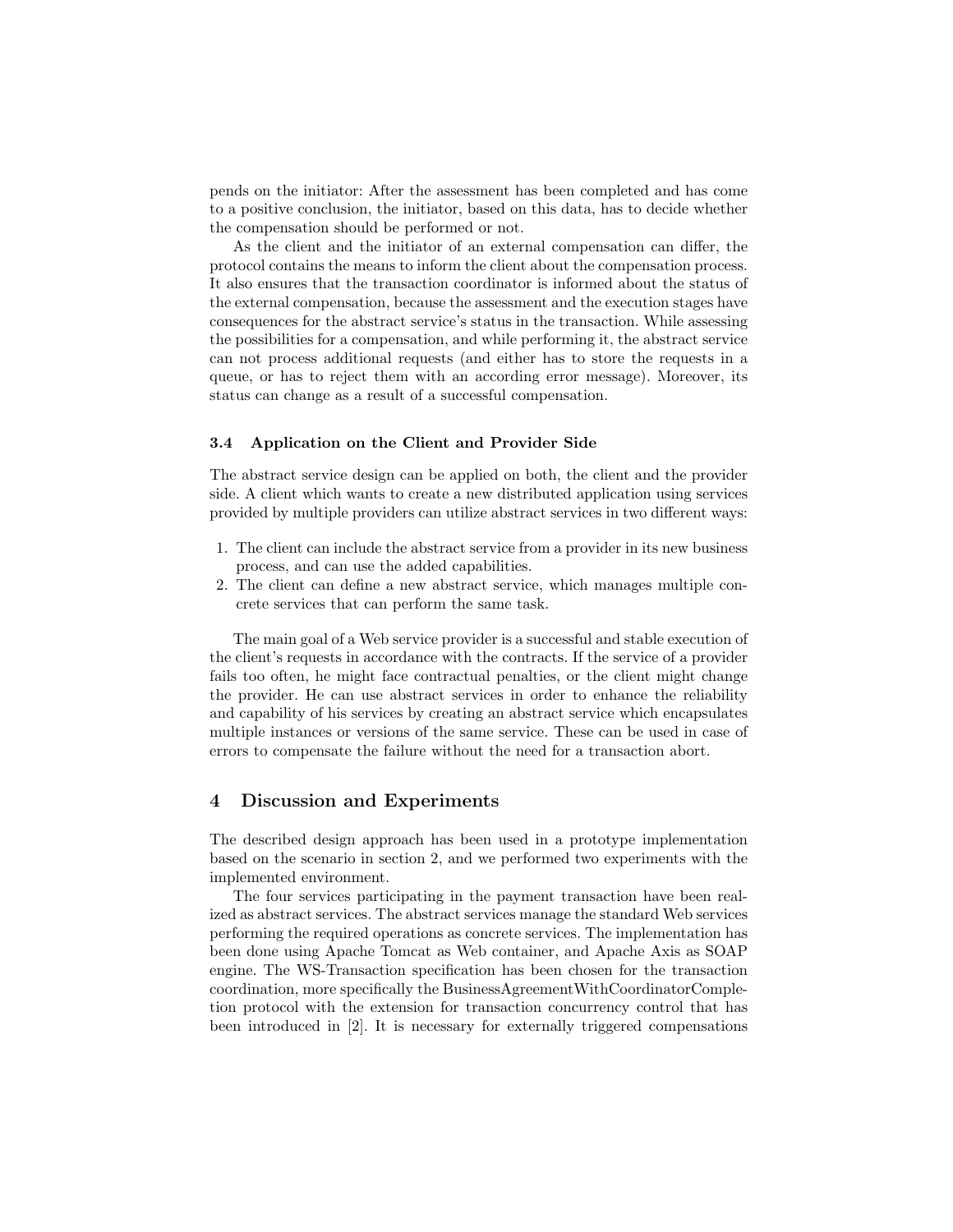pends on the initiator: After the assessment has been completed and has come to a positive conclusion, the initiator, based on this data, has to decide whether the compensation should be performed or not.

As the client and the initiator of an external compensation can differ, the protocol contains the means to inform the client about the compensation process. It also ensures that the transaction coordinator is informed about the status of the external compensation, because the assessment and the execution stages have consequences for the abstract service's status in the transaction. While assessing the possibilities for a compensation, and while performing it, the abstract service can not process additional requests (and either has to store the requests in a queue, or has to reject them with an according error message). Moreover, its status can change as a result of a successful compensation.

### 3.4 Application on the Client and Provider Side

The abstract service design can be applied on both, the client and the provider side. A client which wants to create a new distributed application using services provided by multiple providers can utilize abstract services in two different ways:

1. The client can include the abstract service from a provider in its new business process, and can use the added capabilities.
2. The client can define a new abstract service, which manages multiple concrete services that can perform the same task.

The main goal of a Web service provider is a successful and stable execution of the client's requests in accordance with the contracts. If the service of a provider fails too often, he might face contractual penalties, or the client might change the provider. He can use abstract services in order to enhance the reliability and capability of his services by creating an abstract service which encapsulates multiple instances or versions of the same service. These can be used in case of errors to compensate the failure without the need for a transaction abort.

## 4 Discussion and Experiments

The described design approach has been used in a prototype implementation based on the scenario in section 2, and we performed two experiments with the implemented environment.

The four services participating in the payment transaction have been realized as abstract services. The abstract services manage the standard Web services performing the required operations as concrete services. The implementation has been done using Apache Tomcat as Web container, and Apache Axis as SOAP engine. The WS-Transaction specification has been chosen for the transaction coordination, more specifically the BusinessAgreementWithCoordinatorCompletion protocol with the extension for transaction concurrency control that has been introduced in [2]. It is necessary for externally triggered compensations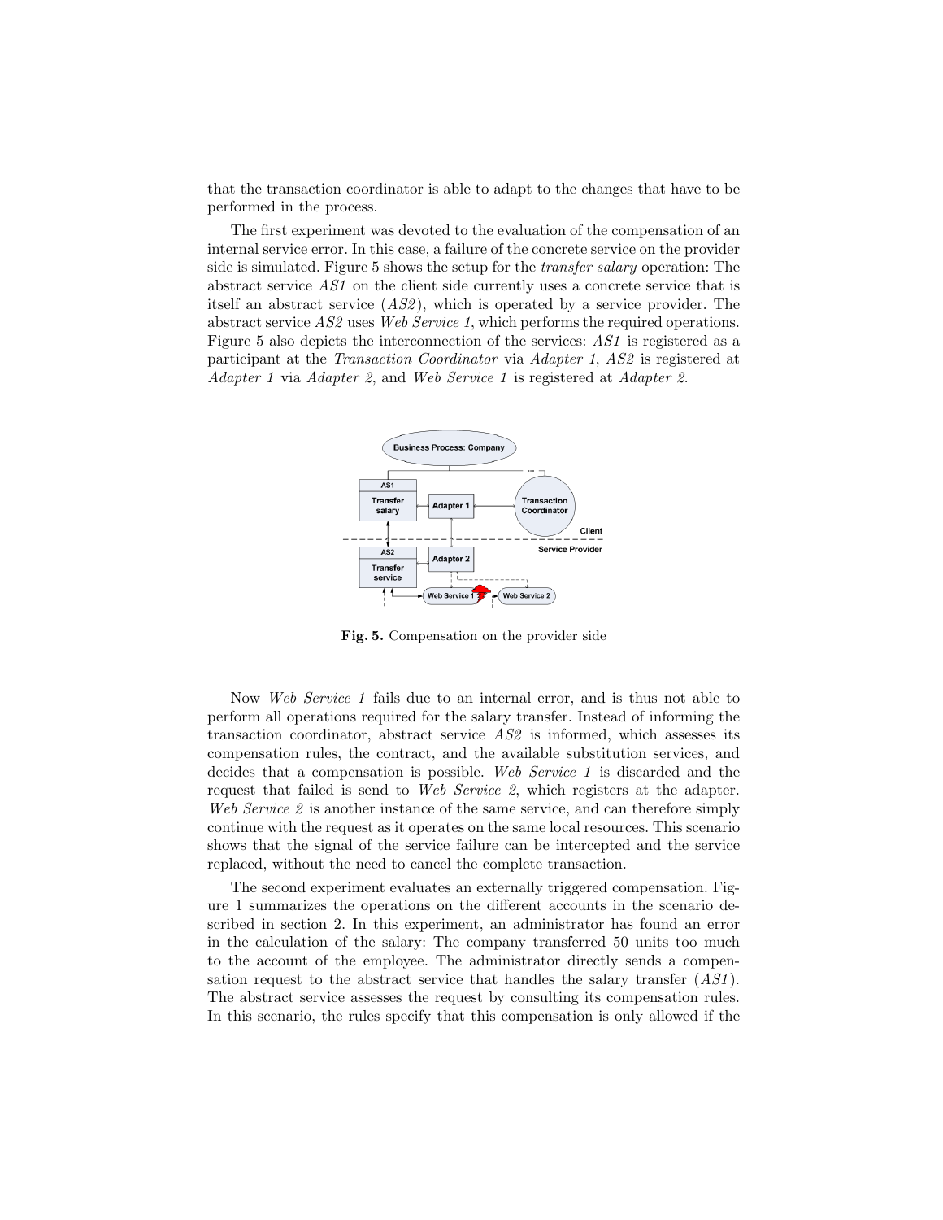that the transaction coordinator is able to adapt to the changes that have to be performed in the process.

The first experiment was devoted to the evaluation of the compensation of an internal service error. In this case, a failure of the concrete service on the provider side is simulated. Figure 5 shows the setup for the *transfer salary* operation: The abstract service *AS1* on the client side currently uses a concrete service that is itself an abstract service (*AS2*), which is operated by a service provider. The abstract service *AS2* uses *Web Service 1*, which performs the required operations. Figure 5 also depicts the interconnection of the services: *AS1* is registered as a participant at the *Transaction Coordinator* via *Adapter 1*, *AS2* is registered at *Adapter 1* via *Adapter 2*, and *Web Service 1* is registered at *Adapter 2*.

**Fig. 5.** Compensation on the provider side

Now *Web Service 1* fails due to an internal error, and is thus not able to perform all operations required for the salary transfer. Instead of informing the transaction coordinator, abstract service *AS2* is informed, which assesses its compensation rules, the contract, and the available substitution services, and decides that a compensation is possible. *Web Service 1* is discarded and the request that failed is send to *Web Service 2*, which registers at the adapter. *Web Service 2* is another instance of the same service, and can therefore simply continue with the request as it operates on the same local resources. This scenario shows that the signal of the service failure can be intercepted and the service replaced, without the need to cancel the complete transaction.

The second experiment evaluates an externally triggered compensation. Figure 1 summarizes the operations on the different accounts in the scenario described in section 2. In this experiment, an administrator has found an error in the calculation of the salary: The company transferred 50 units too much to the account of the employee. The administrator directly sends a compensation request to the abstract service that handles the salary transfer (*AS1*). The abstract service assesses the request by consulting its compensation rules. In this scenario, the rules specify that this compensation is only allowed if the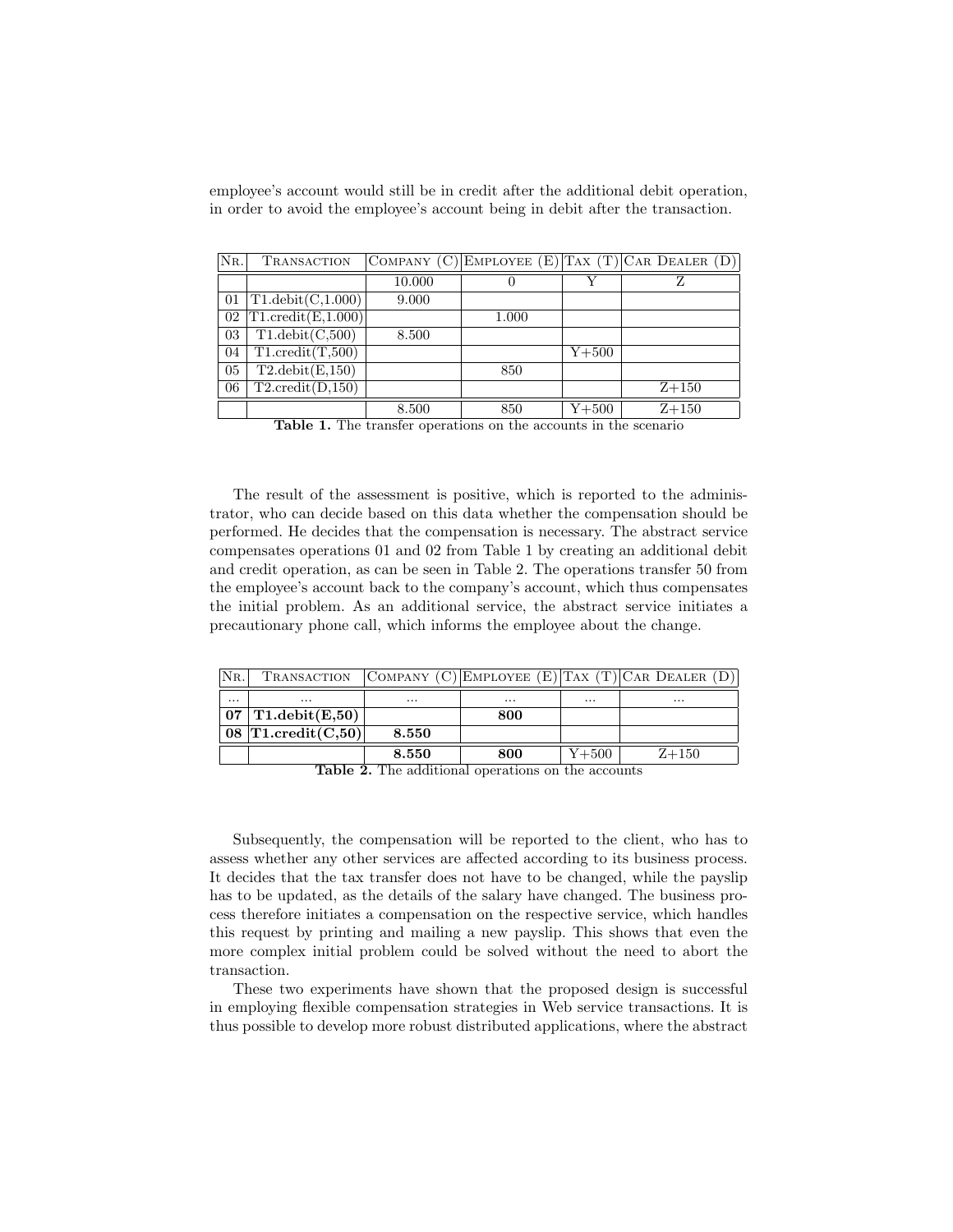employee's account would still be in credit after the additional debit operation, in order to avoid the employee's account being in debit after the transaction.

| Nr. | Transaction | Company (C) | Employee (E) | Tax (T) | Car Dealer (D) |
| --- | --- | --- | --- | --- | --- |
| | | 10.000 | 0 | Y | Z |
| 01 | T1.debit(C,1.000) | 9.000 | | | |
| 02 | T1.credit(E,1.000) | | 1.000 | | |
| 03 | T1.debit(C,500) | 8.500 | | | |
| 04 | T1.credit(T,500) | | | Y+500 | |
| 05 | T2.debit(E,150) | | 850 | | |
| 06 | T2.credit(D,150) | | | | Z+150 |
| | | 8.500 | 850 | Y+500 | Z+150 |

**Table 1.** The transfer operations on the accounts in the scenario

The result of the assessment is positive, which is reported to the administrator, who can decide based on this data whether the compensation should be performed. He decides that the compensation is necessary. The abstract service compensates operations 01 and 02 from Table 1 by creating an additional debit and credit operation, as can be seen in Table 2. The operations transfer 50 from the employee's account back to the company's account, which thus compensates the initial problem. As an additional service, the abstract service initiates a precautionary phone call, which informs the employee about the change.

| Nr. | Transaction | Company (C) | Employee (E) | Tax (T) | Car Dealer (D) |
| --- | --- | --- | --- | --- | --- |
| ... | ... | ... | ... | ... | ... |
| **07** | **T1.debit(E,50)** | | **800** | | |
| **08** | **T1.credit(C,50)** | **8.550** | | | |
| | | **8.550** | **800** | Y+500 | Z+150 |

**Table 2.** The additional operations on the accounts

Subsequently, the compensation will be reported to the client, who has to assess whether any other services are affected according to its business process. It decides that the tax transfer does not have to be changed, while the payslip has to be updated, as the details of the salary have changed. The business process therefore initiates a compensation on the respective service, which handles this request by printing and mailing a new payslip. This shows that even the more complex initial problem could be solved without the need to abort the transaction.

These two experiments have shown that the proposed design is successful in employing flexible compensation strategies in Web service transactions. It is thus possible to develop more robust distributed applications, where the abstract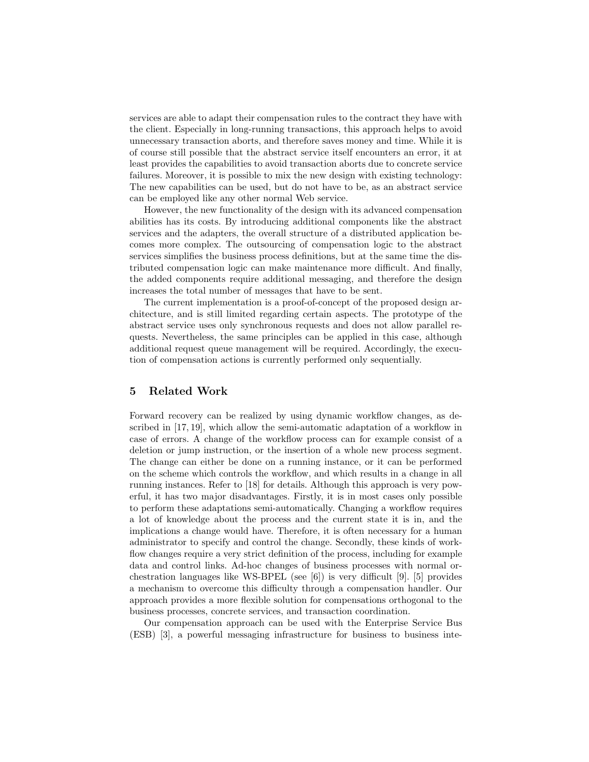services are able to adapt their compensation rules to the contract they have with the client. Especially in long-running transactions, this approach helps to avoid unnecessary transaction aborts, and therefore saves money and time. While it is of course still possible that the abstract service itself encounters an error, it at least provides the capabilities to avoid transaction aborts due to concrete service failures. Moreover, it is possible to mix the new design with existing technology: The new capabilities can be used, but do not have to be, as an abstract service can be employed like any other normal Web service.

However, the new functionality of the design with its advanced compensation abilities has its costs. By introducing additional components like the abstract services and the adapters, the overall structure of a distributed application becomes more complex. The outsourcing of compensation logic to the abstract services simplifies the business process definitions, but at the same time the distributed compensation logic can make maintenance more difficult. And finally, the added components require additional messaging, and therefore the design increases the total number of messages that have to be sent.

The current implementation is a proof-of-concept of the proposed design architecture, and is still limited regarding certain aspects. The prototype of the abstract service uses only synchronous requests and does not allow parallel requests. Nevertheless, the same principles can be applied in this case, although additional request queue management will be required. Accordingly, the execution of compensation actions is currently performed only sequentially.

## 5 Related Work

Forward recovery can be realized by using dynamic workflow changes, as described in [17, 19], which allow the semi-automatic adaptation of a workflow in case of errors. A change of the workflow process can for example consist of a deletion or jump instruction, or the insertion of a whole new process segment. The change can either be done on a running instance, or it can be performed on the scheme which controls the workflow, and which results in a change in all running instances. Refer to [18] for details. Although this approach is very powerful, it has two major disadvantages. Firstly, it is in most cases only possible to perform these adaptations semi-automatically. Changing a workflow requires a lot of knowledge about the process and the current state it is in, and the implications a change would have. Therefore, it is often necessary for a human administrator to specify and control the change. Secondly, these kinds of workflow changes require a very strict definition of the process, including for example data and control links. Ad-hoc changes of business processes with normal orchestration languages like WS-BPEL (see [6]) is very difficult [9]. [5] provides a mechanism to overcome this difficulty through a compensation handler. Our approach provides a more flexible solution for compensations orthogonal to the business processes, concrete services, and transaction coordination.

Our compensation approach can be used with the Enterprise Service Bus (ESB) [3], a powerful messaging infrastructure for business to business inte-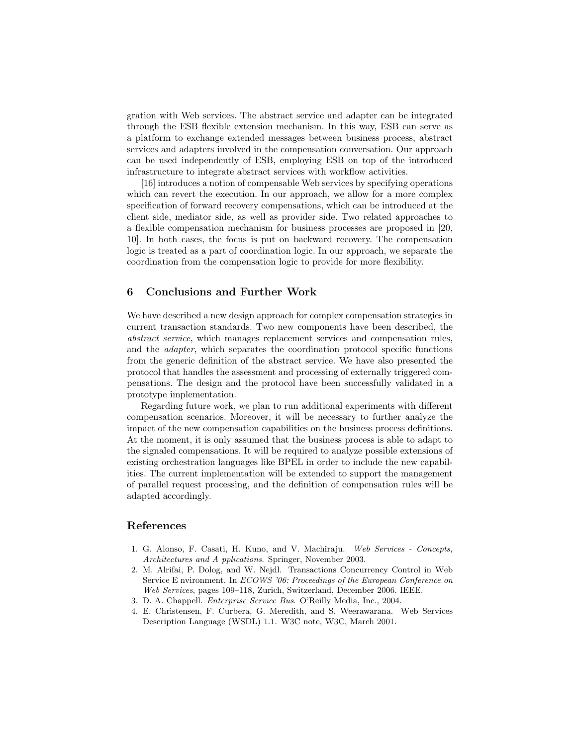gration with Web services. The abstract service and adapter can be integrated through the ESB flexible extension mechanism. In this way, ESB can serve as a platform to exchange extended messages between business process, abstract services and adapters involved in the compensation conversation. Our approach can be used independently of ESB, employing ESB on top of the introduced infrastructure to integrate abstract services with workflow activities.

[16] introduces a notion of compensable Web services by specifying operations which can revert the execution. In our approach, we allow for a more complex specification of forward recovery compensations, which can be introduced at the client side, mediator side, as well as provider side. Two related approaches to a flexible compensation mechanism for business processes are proposed in [20, 10]. In both cases, the focus is put on backward recovery. The compensation logic is treated as a part of coordination logic. In our approach, we separate the coordination from the compensation logic to provide for more flexibility.

## 6 Conclusions and Further Work

We have described a new design approach for complex compensation strategies in current transaction standards. Two new components have been described, the *abstract service*, which manages replacement services and compensation rules, and the *adapter*, which separates the coordination protocol specific functions from the generic definition of the abstract service. We have also presented the protocol that handles the assessment and processing of externally triggered compensations. The design and the protocol have been successfully validated in a prototype implementation.

Regarding future work, we plan to run additional experiments with different compensation scenarios. Moreover, it will be necessary to further analyze the impact of the new compensation capabilities on the business process definitions. At the moment, it is only assumed that the business process is able to adapt to the signaled compensations. It will be required to analyze possible extensions of existing orchestration languages like BPEL in order to include the new capabilities. The current implementation will be extended to support the management of parallel request processing, and the definition of compensation rules will be adapted accordingly.

## References

1. G. Alonso, F. Casati, H. Kuno, and V. Machiraju. *Web Services - Concepts, Architectures and A pplications*. Springer, November 2003.
2. M. Alrifai, P. Dolog, and W. Nejdl. Transactions Concurrency Control in Web Service E nvironment. In *ECOWS '06: Proceedings of the European Conference on Web Services*, pages 109–118, Zurich, Switzerland, December 2006. IEEE.
3. D. A. Chappell. *Enterprise Service Bus*. O'Reilly Media, Inc., 2004.
4. E. Christensen, F. Curbera, G. Meredith, and S. Weerawarana. Web Services Description Language (WSDL) 1.1. W3C note, W3C, March 2001.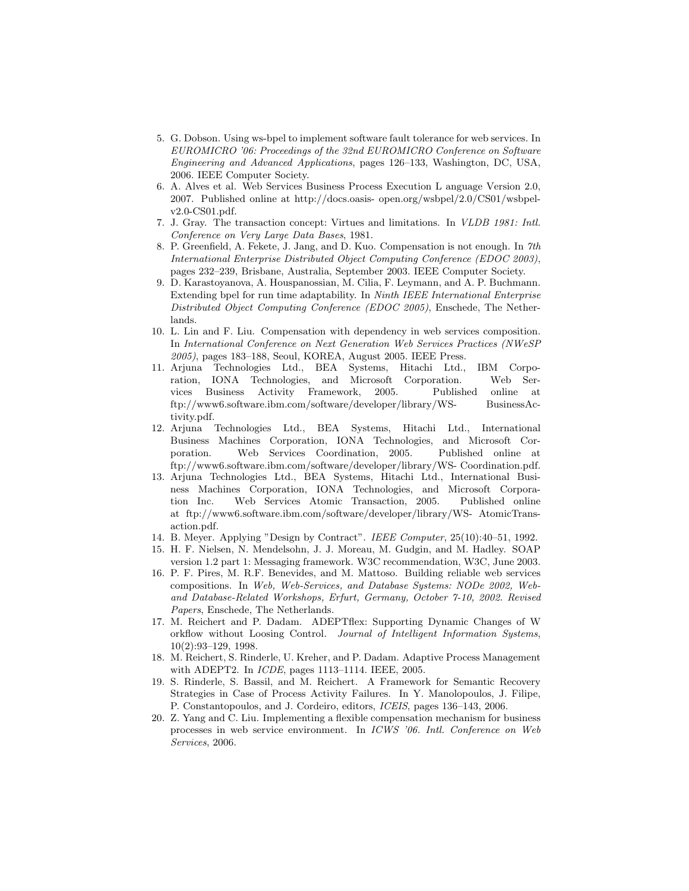5. G. Dobson. Using ws-bpel to implement software fault tolerance for web services. In *EUROMICRO '06: Proceedings of the 32nd EUROMICRO Conference on Software Engineering and Advanced Applications*, pages 126–133, Washington, DC, USA, 2006. IEEE Computer Society.
6. A. Alves et al. Web Services Business Process Execution L anguage Version 2.0, 2007. Published online at http://docs.oasis- open.org/wsbpel/2.0/CS01/wsbpel-v2.0-CS01.pdf.
7. J. Gray. The transaction concept: Virtues and limitations. In *VLDB 1981: Intl. Conference on Very Large Data Bases*, 1981.
8. P. Greenfield, A. Fekete, J. Jang, and D. Kuo. Compensation is not enough. In *7th International Enterprise Distributed Object Computing Conference (EDOC 2003)*, pages 232–239, Brisbane, Australia, September 2003. IEEE Computer Society.
9. D. Karastoyanova, A. Houspanossian, M. Cilia, F. Leymann, and A. P. Buchmann. Extending bpel for run time adaptability. In *Ninth IEEE International Enterprise Distributed Object Computing Conference (EDOC 2005)*, Enschede, The Netherlands.
10. L. Lin and F. Liu. Compensation with dependency in web services composition. In *International Conference on Next Generation Web Services Practices (NWeSP 2005)*, pages 183–188, Seoul, KOREA, August 2005. IEEE Press.
11. Arjuna Technologies Ltd., BEA Systems, Hitachi Ltd., IBM Corporation, IONA Technologies, and Microsoft Corporation. Web Services Business Activity Framework, 2005. Published online at ftp://www6.software.ibm.com/software/developer/library/WS- BusinessActivity.pdf.
12. Arjuna Technologies Ltd., BEA Systems, Hitachi Ltd., International Business Machines Corporation, IONA Technologies, and Microsoft Corporation. Web Services Coordination, 2005. Published online at ftp://www6.software.ibm.com/software/developer/library/WS- Coordination.pdf.
13. Arjuna Technologies Ltd., BEA Systems, Hitachi Ltd., International Business Machines Corporation, IONA Technologies, and Microsoft Corporation Inc. Web Services Atomic Transaction, 2005. Published online at ftp://www6.software.ibm.com/software/developer/library/WS- AtomicTransaction.pdf.
14. B. Meyer. Applying "Design by Contract". *IEEE Computer*, 25(10):40–51, 1992.
15. H. F. Nielsen, N. Mendelsohn, J. J. Moreau, M. Gudgin, and M. Hadley. SOAP version 1.2 part 1: Messaging framework. W3C recommendation, W3C, June 2003.
16. P. F. Pires, M. R.F. Benevides, and M. Mattoso. Building reliable web services compositions. In *Web, Web-Services, and Database Systems: NODe 2002, Web- and Database-Related Workshops, Erfurt, Germany, October 7-10, 2002. Revised Papers*, Enschede, The Netherlands.
17. M. Reichert and P. Dadam. ADEPTflex: Supporting Dynamic Changes of W orkflow without Loosing Control. *Journal of Intelligent Information Systems*, 10(2):93–129, 1998.
18. M. Reichert, S. Rinderle, U. Kreher, and P. Dadam. Adaptive Process Management with ADEPT2. In *ICDE*, pages 1113–1114. IEEE, 2005.
19. S. Rinderle, S. Bassil, and M. Reichert. A Framework for Semantic Recovery Strategies in Case of Process Activity Failures. In Y. Manolopoulos, J. Filipe, P. Constantopoulos, and J. Cordeiro, editors, *ICEIS*, pages 136–143, 2006.
20. Z. Yang and C. Liu. Implementing a flexible compensation mechanism for business processes in web service environment. In *ICWS '06. Intl. Conference on Web Services*, 2006.